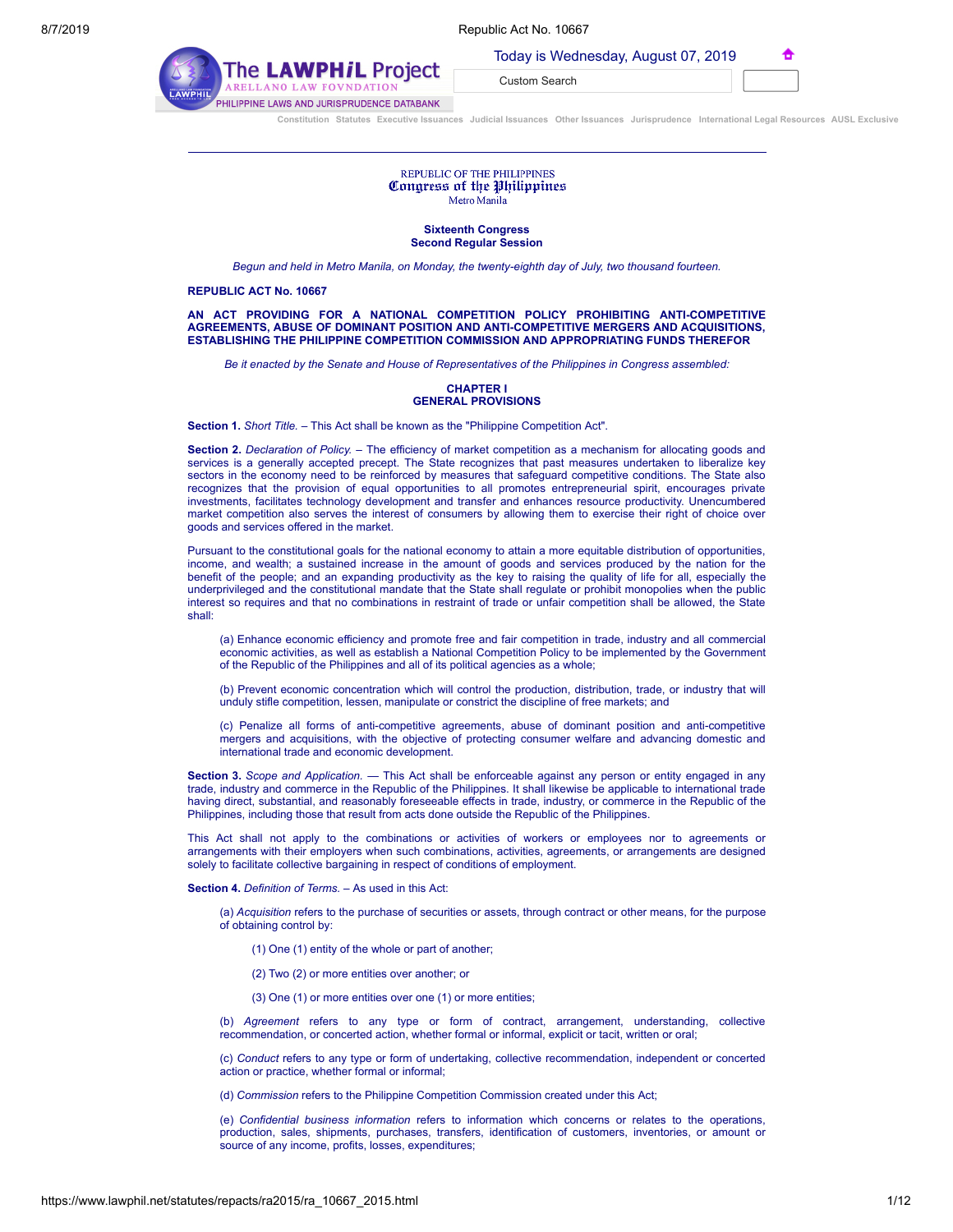REPUBLIC OF THE PHILIPPINES
**Congress of the Philippines**
Metro Manila

**Sixteenth Congress**
**Second Regular Session**

*Begun and held in Metro Manila, on Monday, the twenty-eighth day of July, two thousand fourteen.*

**REPUBLIC ACT No. 10667**

**AN ACT PROVIDING FOR A NATIONAL COMPETITION POLICY PROHIBITING ANTI-COMPETITIVE AGREEMENTS, ABUSE OF DOMINANT POSITION AND ANTI-COMPETITIVE MERGERS AND ACQUISITIONS, ESTABLISHING THE PHILIPPINE COMPETITION COMMISSION AND APPROPRIATING FUNDS THEREFOR**

*Be it enacted by the Senate and House of Representatives of the Philippines in Congress assembled:*

## CHAPTER I
## GENERAL PROVISIONS

**Section 1.** *Short Title.* – This Act shall be known as the "Philippine Competition Act".

**Section 2.** *Declaration of Policy.* – The efficiency of market competition as a mechanism for allocating goods and services is a generally accepted precept. The State recognizes that past measures undertaken to liberalize key sectors in the economy need to be reinforced by measures that safeguard competitive conditions. The State also recognizes that the provision of equal opportunities to all promotes entrepreneurial spirit, encourages private investments, facilitates technology development and transfer and enhances resource productivity. Unencumbered market competition also serves the interest of consumers by allowing them to exercise their right of choice over goods and services offered in the market.

Pursuant to the constitutional goals for the national economy to attain a more equitable distribution of opportunities, income, and wealth; a sustained increase in the amount of goods and services produced by the nation for the benefit of the people; and an expanding productivity as the key to raising the quality of life for all, especially the underprivileged and the constitutional mandate that the State shall regulate or prohibit monopolies when the public interest so requires and that no combinations in restraint of trade or unfair competition shall be allowed, the State shall:

(a) Enhance economic efficiency and promote free and fair competition in trade, industry and all commercial economic activities, as well as establish a National Competition Policy to be implemented by the Government of the Republic of the Philippines and all of its political agencies as a whole;

(b) Prevent economic concentration which will control the production, distribution, trade, or industry that will unduly stifle competition, lessen, manipulate or constrict the discipline of free markets; and

(c) Penalize all forms of anti-competitive agreements, abuse of dominant position and anti-competitive mergers and acquisitions, with the objective of protecting consumer welfare and advancing domestic and international trade and economic development.

**Section 3.** *Scope and Application.* — This Act shall be enforceable against any person or entity engaged in any trade, industry and commerce in the Republic of the Philippines. It shall likewise be applicable to international trade having direct, substantial, and reasonably foreseeable effects in trade, industry, or commerce in the Republic of the Philippines, including those that result from acts done outside the Republic of the Philippines.

This Act shall not apply to the combinations or activities of workers or employees nor to agreements or arrangements with their employers when such combinations, activities, agreements, or arrangements are designed solely to facilitate collective bargaining in respect of conditions of employment.

**Section 4.** *Definition of Terms.* – As used in this Act:

(a) *Acquisition* refers to the purchase of securities or assets, through contract or other means, for the purpose of obtaining control by:

(1) One (1) entity of the whole or part of another;

(2) Two (2) or more entities over another; or

(3) One (1) or more entities over one (1) or more entities;

(b) *Agreement* refers to any type or form of contract, arrangement, understanding, collective recommendation, or concerted action, whether formal or informal, explicit or tacit, written or oral;

(c) *Conduct* refers to any type or form of undertaking, collective recommendation, independent or concerted action or practice, whether formal or informal;

(d) *Commission* refers to the Philippine Competition Commission created under this Act;

(e) *Confidential business information* refers to information which concerns or relates to the operations, production, sales, shipments, purchases, transfers, identification of customers, inventories, or amount or source of any income, profits, losses, expenditures;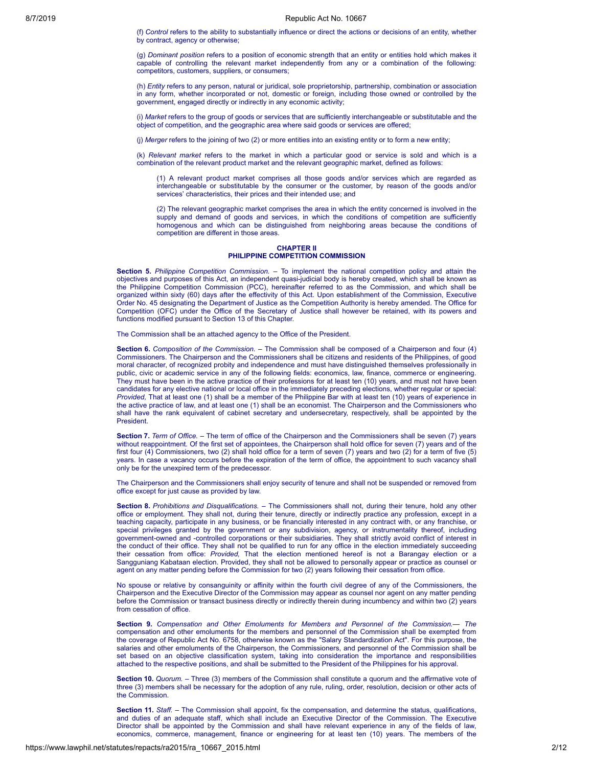(f) *Control* refers to the ability to substantially influence or direct the actions or decisions of an entity, whether by contract, agency or otherwise;

(g) *Dominant position* refers to a position of economic strength that an entity or entities hold which makes it capable of controlling the relevant market independently from any or a combination of the following: competitors, customers, suppliers, or consumers;

(h) *Entity* refers to any person, natural or juridical, sole proprietorship, partnership, combination or association in any form, whether incorporated or not, domestic or foreign, including those owned or controlled by the government, engaged directly or indirectly in any economic activity;

(i) *Market* refers to the group of goods or services that are sufficiently interchangeable or substitutable and the object of competition, and the geographic area where said goods or services are offered;

(j) *Merger* refers to the joining of two (2) or more entities into an existing entity or to form a new entity;

(k) *Relevant market* refers to the market in which a particular good or service is sold and which is a combination of the relevant product market and the relevant geographic market, defined as follows:

(1) A relevant product market comprises all those goods and/or services which are regarded as interchangeable or substitutable by the consumer or the customer, by reason of the goods and/or services' characteristics, their prices and their intended use; and

(2) The relevant geographic market comprises the area in which the entity concerned is involved in the supply and demand of goods and services, in which the conditions of competition are sufficiently homogenous and which can be distinguished from neighboring areas because the conditions of competition are different in those areas.

## CHAPTER II
## PHILIPPINE COMPETITION COMMISSION

**Section 5.** *Philippine Competition Commission.* – To implement the national competition policy and attain the objectives and purposes of this Act, an independent quasi-judicial body is hereby created, which shall be known as the Philippine Competition Commission (PCC), hereinafter referred to as the Commission, and which shall be organized within sixty (60) days after the effectivity of this Act. Upon establishment of the Commission, Executive Order No. 45 designating the Department of Justice as the Competition Authority is hereby amended. The Office for Competition (OFC) under the Office of the Secretary of Justice shall however be retained, with its powers and functions modified pursuant to Section 13 of this Chapter.

The Commission shall be an attached agency to the Office of the President.

**Section 6.** *Composition of the Commission.* – The Commission shall be composed of a Chairperson and four (4) Commissioners. The Chairperson and the Commissioners shall be citizens and residents of the Philippines, of good moral character, of recognized probity and independence and must have distinguished themselves professionally in public, civic or academic service in any of the following fields: economics, law, finance, commerce or engineering. They must have been in the active practice of their professions for at least ten (10) years, and must not have been candidates for any elective national or local office in the immediately preceding elections, whether regular or special: *Provided,* That at least one (1) shall be a member of the Philippine Bar with at least ten (10) years of experience in the active practice of law, and at least one (1) shall be an economist. The Chairperson and the Commissioners who shall have the rank equivalent of cabinet secretary and undersecretary, respectively, shall be appointed by the President.

**Section 7.** *Term of Office.* – The term of office of the Chairperson and the Commissioners shall be seven (7) years without reappointment. Of the first set of appointees, the Chairperson shall hold office for seven (7) years and of the first four (4) Commissioners, two (2) shall hold office for a term of seven (7) years and two (2) for a term of five (5) years. In case a vacancy occurs before the expiration of the term of office, the appointment to such vacancy shall only be for the unexpired term of the predecessor.

The Chairperson and the Commissioners shall enjoy security of tenure and shall not be suspended or removed from office except for just cause as provided by law.

**Section 8.** *Prohibitions and Disqualifications.* – The Commissioners shall not, during their tenure, hold any other office or employment. They shall not, during their tenure, directly or indirectly practice any profession, except in a teaching capacity, participate in any business, or be financially interested in any contract with, or any franchise, or special privileges granted by the government or any subdivision, agency, or instrumentality thereof, including government-owned and -controlled corporations or their subsidiaries. They shall strictly avoid conflict of interest in the conduct of their office. They shall not be qualified to run for any office in the election immediately succeeding their cessation from office: *Provided,* That the election mentioned hereof is not a Barangay election or a Sangguniang Kabataan election. Provided, they shall not be allowed to personally appear or practice as counsel or agent on any matter pending before the Commission for two (2) years following their cessation from office.

No spouse or relative by consanguinity or affinity within the fourth civil degree of any of the Commissioners, the Chairperson and the Executive Director of the Commission may appear as counsel nor agent on any matter pending before the Commission or transact business directly or indirectly therein during incumbency and within two (2) years from cessation of office.

**Section 9.** *Compensation and Other Emoluments for Members and Personnel of the Commission.— The* compensation and other emoluments for the members and personnel of the Commission shall be exempted from the coverage of Republic Act No. 6758, otherwise known as the "Salary Standardization Act". For this purpose, the salaries and other emoluments of the Chairperson, the Commissioners, and personnel of the Commission shall be set based on an objective classification system, taking into consideration the importance and responsibilities attached to the respective positions, and shall be submitted to the President of the Philippines for his approval.

**Section 10.** *Quorum.* – Three (3) members of the Commission shall constitute a quorum and the affirmative vote of three (3) members shall be necessary for the adoption of any rule, ruling, order, resolution, decision or other acts of the Commission.

**Section 11.** *Staff.* – The Commission shall appoint, fix the compensation, and determine the status, qualifications, and duties of an adequate staff, which shall include an Executive Director of the Commission. The Executive Director shall be appointed by the Commission and shall have relevant experience in any of the fields of law, economics, commerce, management, finance or engineering for at least ten (10) years. The members of the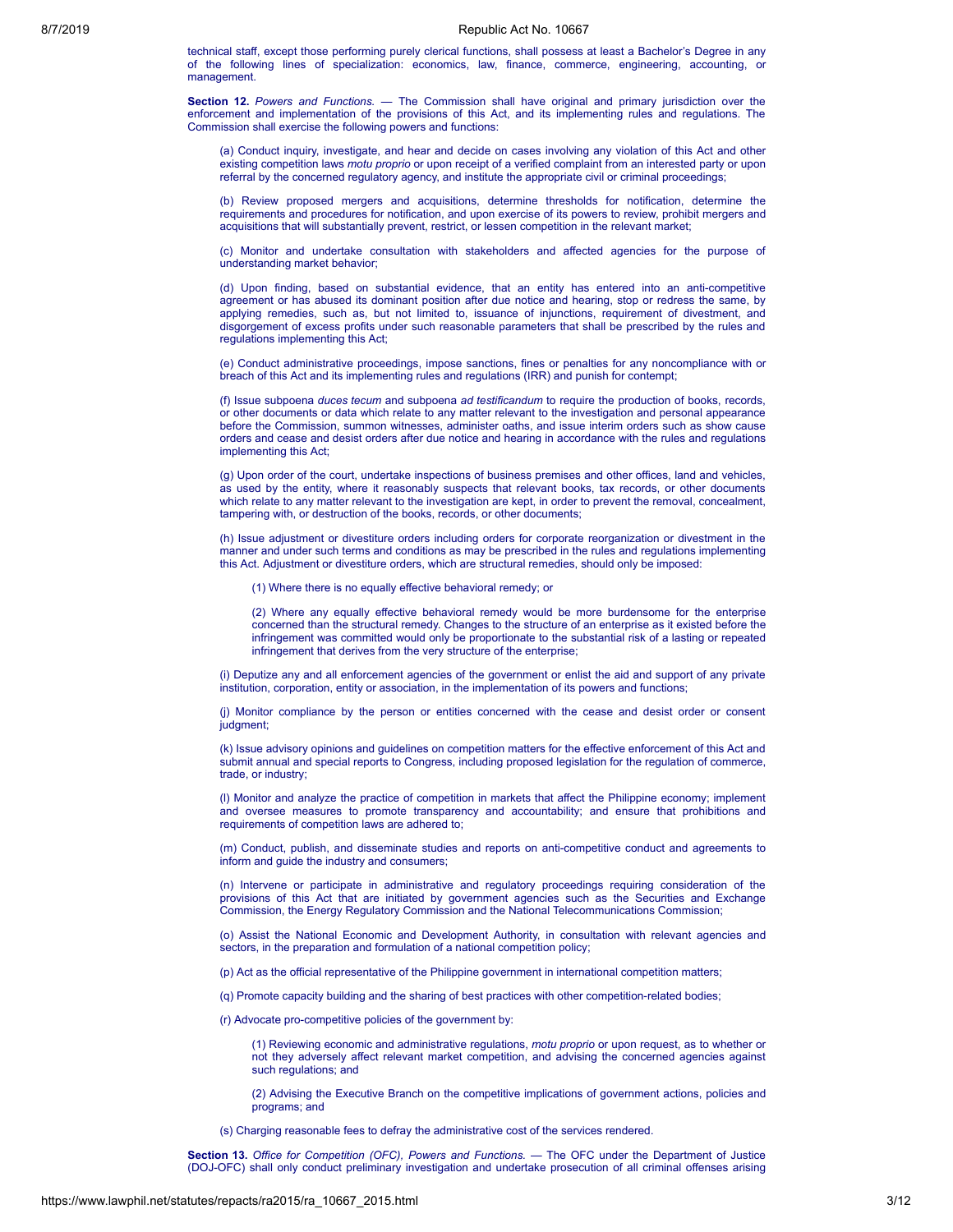technical staff, except those performing purely clerical functions, shall possess at least a Bachelor's Degree in any of the following lines of specialization: economics, law, finance, commerce, engineering, accounting, or management.

**Section 12.** *Powers and Functions.* — The Commission shall have original and primary jurisdiction over the enforcement and implementation of the provisions of this Act, and its implementing rules and regulations. The Commission shall exercise the following powers and functions:

(a) Conduct inquiry, investigate, and hear and decide on cases involving any violation of this Act and other existing competition laws *motu proprio* or upon receipt of a verified complaint from an interested party or upon referral by the concerned regulatory agency, and institute the appropriate civil or criminal proceedings;

(b) Review proposed mergers and acquisitions, determine thresholds for notification, determine the requirements and procedures for notification, and upon exercise of its powers to review, prohibit mergers and acquisitions that will substantially prevent, restrict, or lessen competition in the relevant market;

(c) Monitor and undertake consultation with stakeholders and affected agencies for the purpose of understanding market behavior;

(d) Upon finding, based on substantial evidence, that an entity has entered into an anti-competitive agreement or has abused its dominant position after due notice and hearing, stop or redress the same, by applying remedies, such as, but not limited to, issuance of injunctions, requirement of divestment, and disgorgement of excess profits under such reasonable parameters that shall be prescribed by the rules and regulations implementing this Act;

(e) Conduct administrative proceedings, impose sanctions, fines or penalties for any noncompliance with or breach of this Act and its implementing rules and regulations (IRR) and punish for contempt;

(f) Issue subpoena *duces tecum* and subpoena *ad testificandum* to require the production of books, records, or other documents or data which relate to any matter relevant to the investigation and personal appearance before the Commission, summon witnesses, administer oaths, and issue interim orders such as show cause orders and cease and desist orders after due notice and hearing in accordance with the rules and regulations implementing this Act;

(g) Upon order of the court, undertake inspections of business premises and other offices, land and vehicles, as used by the entity, where it reasonably suspects that relevant books, tax records, or other documents which relate to any matter relevant to the investigation are kept, in order to prevent the removal, concealment, tampering with, or destruction of the books, records, or other documents;

(h) Issue adjustment or divestiture orders including orders for corporate reorganization or divestment in the manner and under such terms and conditions as may be prescribed in the rules and regulations implementing this Act. Adjustment or divestiture orders, which are structural remedies, should only be imposed:

> (1) Where there is no equally effective behavioral remedy; or
>
> (2) Where any equally effective behavioral remedy would be more burdensome for the enterprise concerned than the structural remedy. Changes to the structure of an enterprise as it existed before the infringement was committed would only be proportionate to the substantial risk of a lasting or repeated infringement that derives from the very structure of the enterprise;

(i) Deputize any and all enforcement agencies of the government or enlist the aid and support of any private institution, corporation, entity or association, in the implementation of its powers and functions;

(j) Monitor compliance by the person or entities concerned with the cease and desist order or consent judgment;

(k) Issue advisory opinions and guidelines on competition matters for the effective enforcement of this Act and submit annual and special reports to Congress, including proposed legislation for the regulation of commerce, trade, or industry;

(l) Monitor and analyze the practice of competition in markets that affect the Philippine economy; implement and oversee measures to promote transparency and accountability; and ensure that prohibitions and requirements of competition laws are adhered to;

(m) Conduct, publish, and disseminate studies and reports on anti-competitive conduct and agreements to inform and guide the industry and consumers;

(n) Intervene or participate in administrative and regulatory proceedings requiring consideration of the provisions of this Act that are initiated by government agencies such as the Securities and Exchange Commission, the Energy Regulatory Commission and the National Telecommunications Commission;

(o) Assist the National Economic and Development Authority, in consultation with relevant agencies and sectors, in the preparation and formulation of a national competition policy;

(p) Act as the official representative of the Philippine government in international competition matters;

(q) Promote capacity building and the sharing of best practices with other competition-related bodies;

(r) Advocate pro-competitive policies of the government by:

> (1) Reviewing economic and administrative regulations, *motu proprio* or upon request, as to whether or not they adversely affect relevant market competition, and advising the concerned agencies against such regulations; and
>
> (2) Advising the Executive Branch on the competitive implications of government actions, policies and programs; and

(s) Charging reasonable fees to defray the administrative cost of the services rendered.

**Section 13.** *Office for Competition (OFC), Powers and Functions.* — The OFC under the Department of Justice (DOJ-OFC) shall only conduct preliminary investigation and undertake prosecution of all criminal offenses arising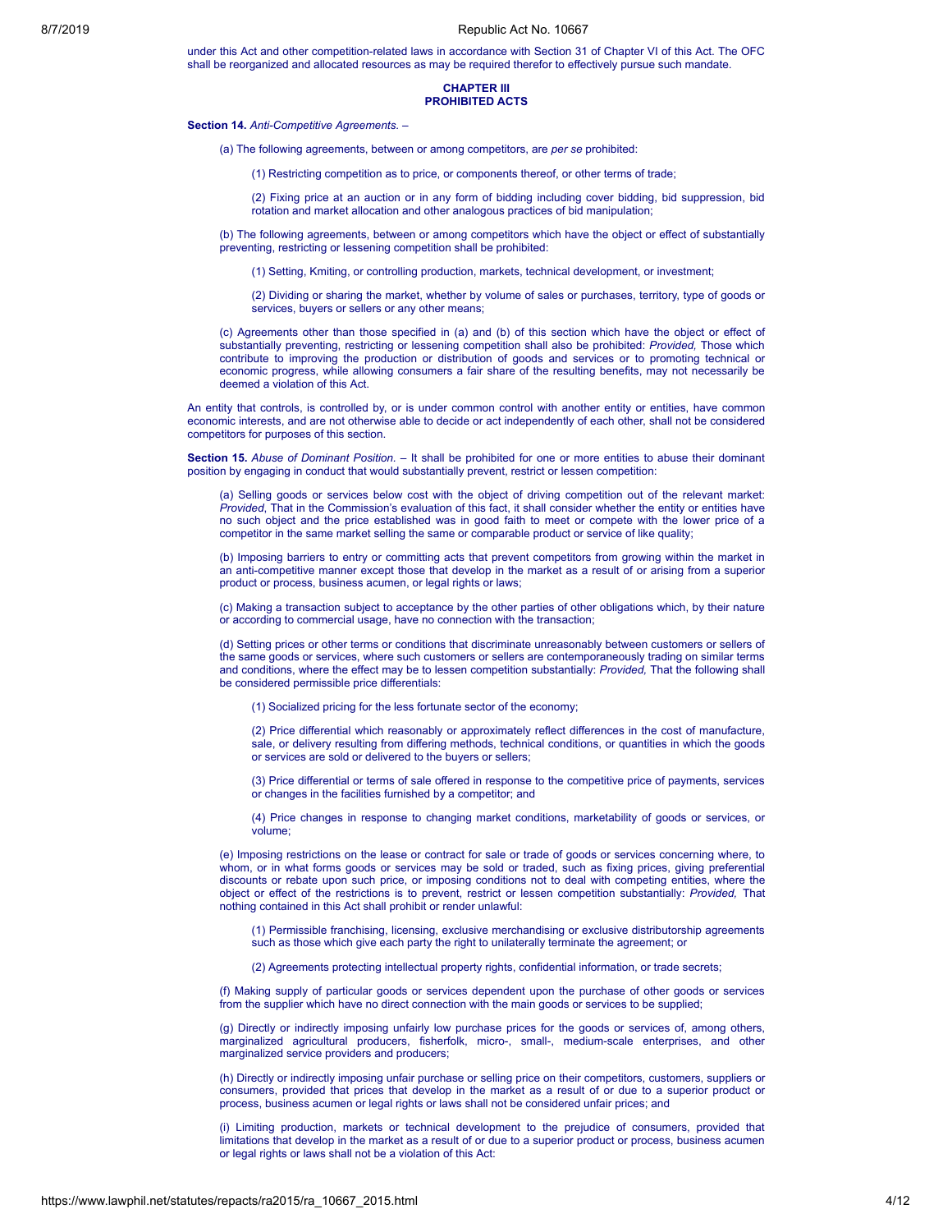under this Act and other competition-related laws in accordance with Section 31 of Chapter VI of this Act. The OFC shall be reorganized and allocated resources as may be required therefor to effectively pursue such mandate.

**CHAPTER III**
**PROHIBITED ACTS**

**Section 14.** *Anti-Competitive Agreements.* –

(a) The following agreements, between or among competitors, are *per se* prohibited:

(1) Restricting competition as to price, or components thereof, or other terms of trade;

(2) Fixing price at an auction or in any form of bidding including cover bidding, bid suppression, bid rotation and market allocation and other analogous practices of bid manipulation;

(b) The following agreements, between or among competitors which have the object or effect of substantially preventing, restricting or lessening competition shall be prohibited:

(1) Setting, Kmiting, or controlling production, markets, technical development, or investment;

(2) Dividing or sharing the market, whether by volume of sales or purchases, territory, type of goods or services, buyers or sellers or any other means;

(c) Agreements other than those specified in (a) and (b) of this section which have the object or effect of substantially preventing, restricting or lessening competition shall also be prohibited: *Provided,* Those which contribute to improving the production or distribution of goods and services or to promoting technical or economic progress, while allowing consumers a fair share of the resulting benefits, may not necessarily be deemed a violation of this Act.

An entity that controls, is controlled by, or is under common control with another entity or entities, have common economic interests, and are not otherwise able to decide or act independently of each other, shall not be considered competitors for purposes of this section.

**Section 15.** *Abuse of Dominant Position.* – It shall be prohibited for one or more entities to abuse their dominant position by engaging in conduct that would substantially prevent, restrict or lessen competition:

(a) Selling goods or services below cost with the object of driving competition out of the relevant market: *Provided*, That in the Commission's evaluation of this fact, it shall consider whether the entity or entities have no such object and the price established was in good faith to meet or compete with the lower price of a competitor in the same market selling the same or comparable product or service of like quality;

(b) Imposing barriers to entry or committing acts that prevent competitors from growing within the market in an anti-competitive manner except those that develop in the market as a result of or arising from a superior product or process, business acumen, or legal rights or laws;

(c) Making a transaction subject to acceptance by the other parties of other obligations which, by their nature or according to commercial usage, have no connection with the transaction;

(d) Setting prices or other terms or conditions that discriminate unreasonably between customers or sellers of the same goods or services, where such customers or sellers are contemporaneously trading on similar terms and conditions, where the effect may be to lessen competition substantially: *Provided,* That the following shall be considered permissible price differentials:

(1) Socialized pricing for the less fortunate sector of the economy;

(2) Price differential which reasonably or approximately reflect differences in the cost of manufacture, sale, or delivery resulting from differing methods, technical conditions, or quantities in which the goods or services are sold or delivered to the buyers or sellers;

(3) Price differential or terms of sale offered in response to the competitive price of payments, services or changes in the facilities furnished by a competitor; and

(4) Price changes in response to changing market conditions, marketability of goods or services, or volume;

(e) Imposing restrictions on the lease or contract for sale or trade of goods or services concerning where, to whom, or in what forms goods or services may be sold or traded, such as fixing prices, giving preferential discounts or rebate upon such price, or imposing conditions not to deal with competing entities, where the object or effect of the restrictions is to prevent, restrict or lessen competition substantially: *Provided,* That nothing contained in this Act shall prohibit or render unlawful:

(1) Permissible franchising, licensing, exclusive merchandising or exclusive distributorship agreements such as those which give each party the right to unilaterally terminate the agreement; or

(2) Agreements protecting intellectual property rights, confidential information, or trade secrets;

(f) Making supply of particular goods or services dependent upon the purchase of other goods or services from the supplier which have no direct connection with the main goods or services to be supplied;

(g) Directly or indirectly imposing unfairly low purchase prices for the goods or services of, among others, marginalized agricultural producers, fisherfolk, micro-, small-, medium-scale enterprises, and other marginalized service providers and producers;

(h) Directly or indirectly imposing unfair purchase or selling price on their competitors, customers, suppliers or consumers, provided that prices that develop in the market as a result of or due to a superior product or process, business acumen or legal rights or laws shall not be considered unfair prices; and

(i) Limiting production, markets or technical development to the prejudice of consumers, provided that limitations that develop in the market as a result of or due to a superior product or process, business acumen or legal rights or laws shall not be a violation of this Act: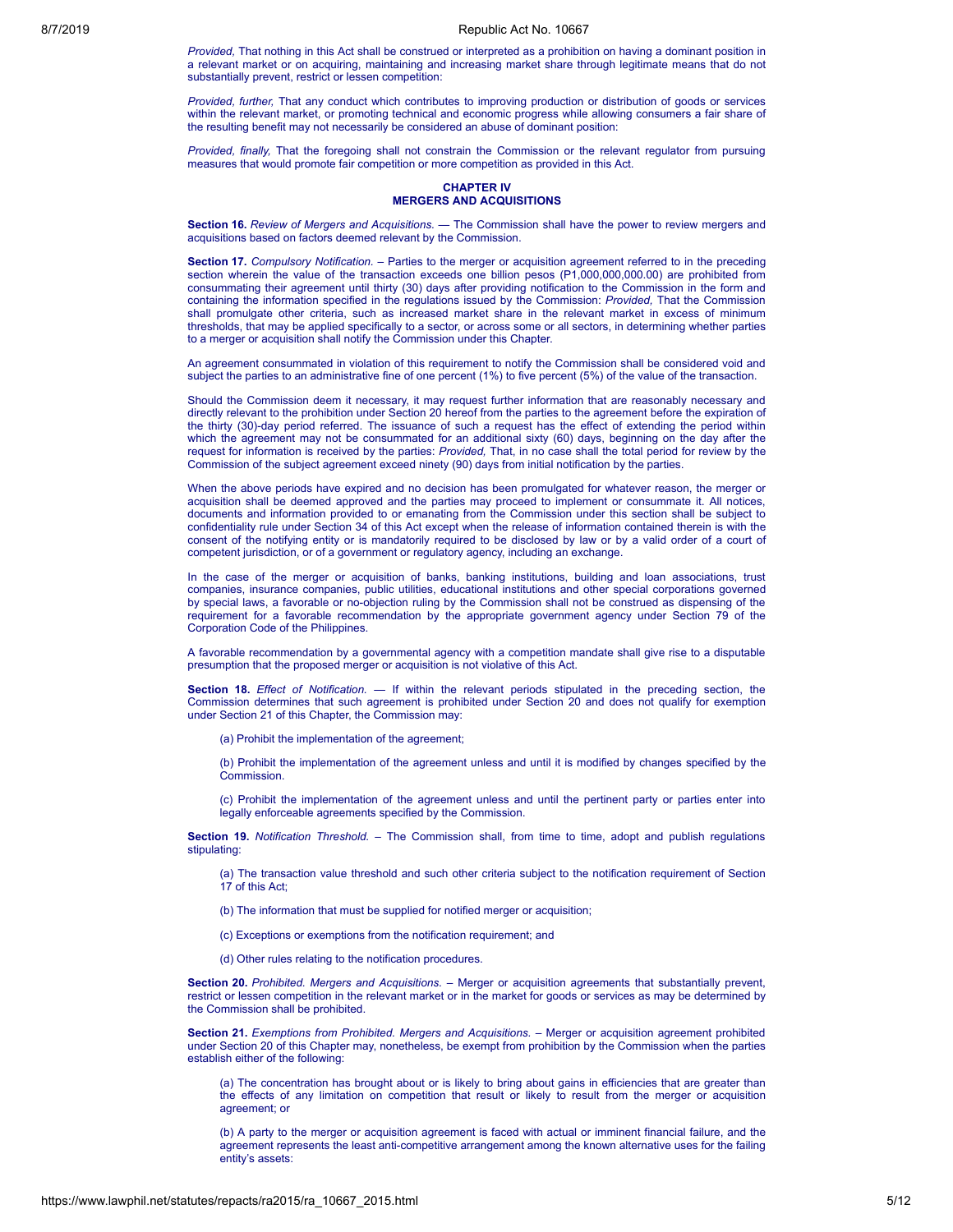*Provided,* That nothing in this Act shall be construed or interpreted as a prohibition on having a dominant position in a relevant market or on acquiring, maintaining and increasing market share through legitimate means that do not substantially prevent, restrict or lessen competition:

*Provided, further,* That any conduct which contributes to improving production or distribution of goods or services within the relevant market, or promoting technical and economic progress while allowing consumers a fair share of the resulting benefit may not necessarily be considered an abuse of dominant position:

*Provided, finally,* That the foregoing shall not constrain the Commission or the relevant regulator from pursuing measures that would promote fair competition or more competition as provided in this Act.

## CHAPTER IV
## MERGERS AND ACQUISITIONS

**Section 16.** *Review of Mergers and Acquisitions.* — The Commission shall have the power to review mergers and acquisitions based on factors deemed relevant by the Commission.

**Section 17.** *Compulsory Notification.* – Parties to the merger or acquisition agreement referred to in the preceding section wherein the value of the transaction exceeds one billion pesos (P1,000,000,000.00) are prohibited from consummating their agreement until thirty (30) days after providing notification to the Commission in the form and containing the information specified in the regulations issued by the Commission: *Provided,* That the Commission shall promulgate other criteria, such as increased market share in the relevant market in excess of minimum thresholds, that may be applied specifically to a sector, or across some or all sectors, in determining whether parties to a merger or acquisition shall notify the Commission under this Chapter.

An agreement consummated in violation of this requirement to notify the Commission shall be considered void and subject the parties to an administrative fine of one percent (1%) to five percent (5%) of the value of the transaction.

Should the Commission deem it necessary, it may request further information that are reasonably necessary and directly relevant to the prohibition under Section 20 hereof from the parties to the agreement before the expiration of the thirty (30)-day period referred. The issuance of such a request has the effect of extending the period within which the agreement may not be consummated for an additional sixty (60) days, beginning on the day after the request for information is received by the parties: *Provided,* That, in no case shall the total period for review by the Commission of the subject agreement exceed ninety (90) days from initial notification by the parties.

When the above periods have expired and no decision has been promulgated for whatever reason, the merger or acquisition shall be deemed approved and the parties may proceed to implement or consummate it. All notices, documents and information provided to or emanating from the Commission under this section shall be subject to confidentiality rule under Section 34 of this Act except when the release of information contained therein is with the consent of the notifying entity or is mandatorily required to be disclosed by law or by a valid order of a court of competent jurisdiction, or of a government or regulatory agency, including an exchange.

In the case of the merger or acquisition of banks, banking institutions, building and loan associations, trust companies, insurance companies, public utilities, educational institutions and other special corporations governed by special laws, a favorable or no-objection ruling by the Commission shall not be construed as dispensing of the requirement for a favorable recommendation by the appropriate government agency under Section 79 of the Corporation Code of the Philippines.

A favorable recommendation by a governmental agency with a competition mandate shall give rise to a disputable presumption that the proposed merger or acquisition is not violative of this Act.

**Section 18.** *Effect of Notification.* — If within the relevant periods stipulated in the preceding section, the Commission determines that such agreement is prohibited under Section 20 and does not qualify for exemption under Section 21 of this Chapter, the Commission may:

(a) Prohibit the implementation of the agreement;

(b) Prohibit the implementation of the agreement unless and until it is modified by changes specified by the Commission.

(c) Prohibit the implementation of the agreement unless and until the pertinent party or parties enter into legally enforceable agreements specified by the Commission.

**Section 19.** *Notification Threshold.* – The Commission shall, from time to time, adopt and publish regulations stipulating:

(a) The transaction value threshold and such other criteria subject to the notification requirement of Section 17 of this Act;

(b) The information that must be supplied for notified merger or acquisition;

(c) Exceptions or exemptions from the notification requirement; and

(d) Other rules relating to the notification procedures.

**Section 20.** *Prohibited. Mergers and Acquisitions.* – Merger or acquisition agreements that substantially prevent, restrict or lessen competition in the relevant market or in the market for goods or services as may be determined by the Commission shall be prohibited.

**Section 21.** *Exemptions from Prohibited. Mergers and Acquisitions.* – Merger or acquisition agreement prohibited under Section 20 of this Chapter may, nonetheless, be exempt from prohibition by the Commission when the parties establish either of the following:

(a) The concentration has brought about or is likely to bring about gains in efficiencies that are greater than the effects of any limitation on competition that result or likely to result from the merger or acquisition agreement; or

(b) A party to the merger or acquisition agreement is faced with actual or imminent financial failure, and the agreement represents the least anti-competitive arrangement among the known alternative uses for the failing entity's assets: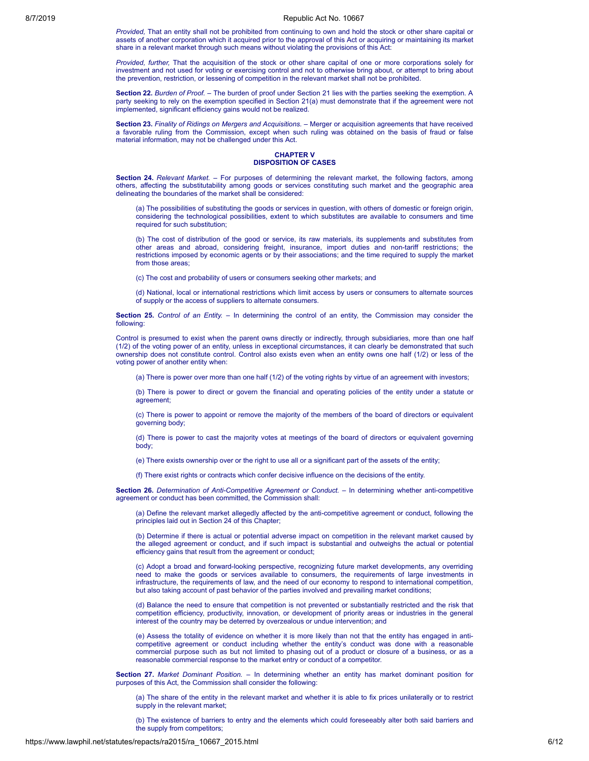*Provided,* That an entity shall not be prohibited from continuing to own and hold the stock or other share capital or assets of another corporation which it acquired prior to the approval of this Act or acquiring or maintaining its market share in a relevant market through such means without violating the provisions of this Act:

*Provided, further,* That the acquisition of the stock or other share capital of one or more corporations solely for investment and not used for voting or exercising control and not to otherwise bring about, or attempt to bring about the prevention, restriction, or lessening of competition in the relevant market shall not be prohibited.

**Section 22.** *Burden of Proof.* – The burden of proof under Section 21 lies with the parties seeking the exemption. A party seeking to rely on the exemption specified in Section 21(a) must demonstrate that if the agreement were not implemented, significant efficiency gains would not be realized.

**Section 23.** *Finality of Ridings on Mergers and Acquisitions.* – Merger or acquisition agreements that have received a favorable ruling from the Commission, except when such ruling was obtained on the basis of fraud or false material information, may not be challenged under this Act.

## CHAPTER V
## DISPOSITION OF CASES

**Section 24.** *Relevant Market.* – For purposes of determining the relevant market, the following factors, among others, affecting the substitutability among goods or services constituting such market and the geographic area delineating the boundaries of the market shall be considered:

(a) The possibilities of substituting the goods or services in question, with others of domestic or foreign origin, considering the technological possibilities, extent to which substitutes are available to consumers and time required for such substitution;

(b) The cost of distribution of the good or service, its raw materials, its supplements and substitutes from other areas and abroad, considering freight, insurance, import duties and non-tariff restrictions; the restrictions imposed by economic agents or by their associations; and the time required to supply the market from those areas;

(c) The cost and probability of users or consumers seeking other markets; and

(d) National, local or international restrictions which limit access by users or consumers to alternate sources of supply or the access of suppliers to alternate consumers.

**Section 25.** *Control of an Entity.* – In determining the control of an entity, the Commission may consider the following:

Control is presumed to exist when the parent owns directly or indirectly, through subsidiaries, more than one half (1/2) of the voting power of an entity, unless in exceptional circumstances, it can clearly be demonstrated that such ownership does not constitute control. Control also exists even when an entity owns one half (1/2) or less of the voting power of another entity when:

(a) There is power over more than one half (1/2) of the voting rights by virtue of an agreement with investors;

(b) There is power to direct or govern the financial and operating policies of the entity under a statute or agreement;

(c) There is power to appoint or remove the majority of the members of the board of directors or equivalent governing body;

(d) There is power to cast the majority votes at meetings of the board of directors or equivalent governing body;

(e) There exists ownership over or the right to use all or a significant part of the assets of the entity;

(f) There exist rights or contracts which confer decisive influence on the decisions of the entity.

**Section 26.** *Determination of Anti-Competitive Agreement or Conduct.* – In determining whether anti-competitive agreement or conduct has been committed, the Commission shall:

(a) Define the relevant market allegedly affected by the anti-competitive agreement or conduct, following the principles laid out in Section 24 of this Chapter;

(b) Determine if there is actual or potential adverse impact on competition in the relevant market caused by the alleged agreement or conduct, and if such impact is substantial and outweighs the actual or potential efficiency gains that result from the agreement or conduct;

(c) Adopt a broad and forward-looking perspective, recognizing future market developments, any overriding need to make the goods or services available to consumers, the requirements of large investments in infrastructure, the requirements of law, and the need of our economy to respond to international competition, but also taking account of past behavior of the parties involved and prevailing market conditions;

(d) Balance the need to ensure that competition is not prevented or substantially restricted and the risk that competition efficiency, productivity, innovation, or development of priority areas or industries in the general interest of the country may be deterred by overzealous or undue intervention; and

(e) Assess the totality of evidence on whether it is more likely than not that the entity has engaged in anti-competitive agreement or conduct including whether the entity's conduct was done with a reasonable commercial purpose such as but not limited to phasing out of a product or closure of a business, or as a reasonable commercial response to the market entry or conduct of a competitor.

**Section 27.** *Market Dominant Position.* – In determining whether an entity has market dominant position for purposes of this Act, the Commission shall consider the following:

(a) The share of the entity in the relevant market and whether it is able to fix prices unilaterally or to restrict supply in the relevant market;

(b) The existence of barriers to entry and the elements which could foreseeably alter both said barriers and the supply from competitors;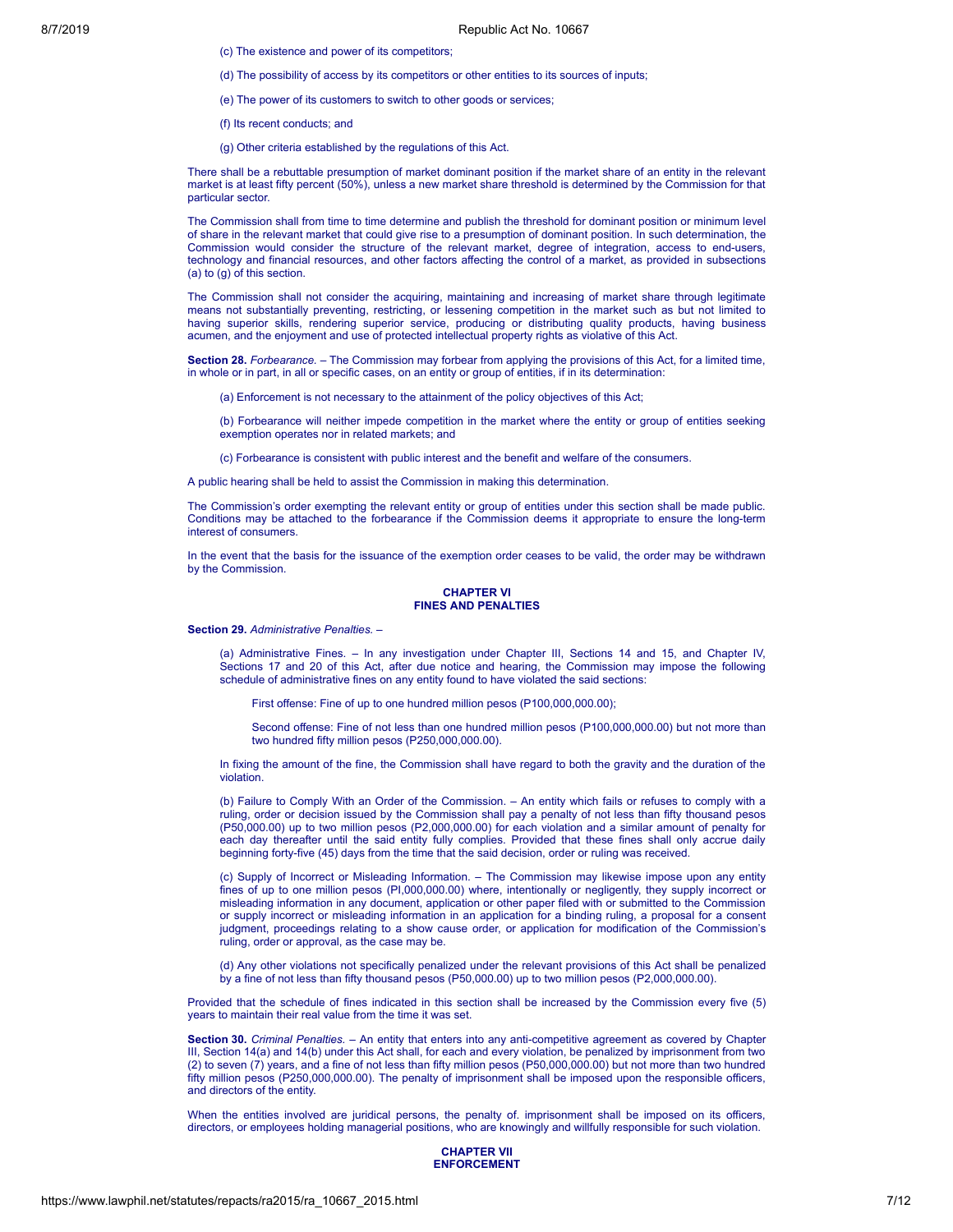(c) The existence and power of its competitors;

(d) The possibility of access by its competitors or other entities to its sources of inputs;

(e) The power of its customers to switch to other goods or services;

(f) Its recent conducts; and

(g) Other criteria established by the regulations of this Act.

There shall be a rebuttable presumption of market dominant position if the market share of an entity in the relevant market is at least fifty percent (50%), unless a new market share threshold is determined by the Commission for that particular sector.

The Commission shall from time to time determine and publish the threshold for dominant position or minimum level of share in the relevant market that could give rise to a presumption of dominant position. In such determination, the Commission would consider the structure of the relevant market, degree of integration, access to end-users, technology and financial resources, and other factors affecting the control of a market, as provided in subsections (a) to (g) of this section.

The Commission shall not consider the acquiring, maintaining and increasing of market share through legitimate means not substantially preventing, restricting, or lessening competition in the market such as but not limited to having superior skills, rendering superior service, producing or distributing quality products, having business acumen, and the enjoyment and use of protected intellectual property rights as violative of this Act.

**Section 28.** *Forbearance.* – The Commission may forbear from applying the provisions of this Act, for a limited time, in whole or in part, in all or specific cases, on an entity or group of entities, if in its determination:

(a) Enforcement is not necessary to the attainment of the policy objectives of this Act;

(b) Forbearance will neither impede competition in the market where the entity or group of entities seeking exemption operates nor in related markets; and

(c) Forbearance is consistent with public interest and the benefit and welfare of the consumers.

A public hearing shall be held to assist the Commission in making this determination.

The Commission's order exempting the relevant entity or group of entities under this section shall be made public. Conditions may be attached to the forbearance if the Commission deems it appropriate to ensure the long-term interest of consumers.

In the event that the basis for the issuance of the exemption order ceases to be valid, the order may be withdrawn by the Commission.

## CHAPTER VI
## FINES AND PENALTIES

**Section 29.** *Administrative Penalties.* –

(a) Administrative Fines. – In any investigation under Chapter III, Sections 14 and 15, and Chapter IV, Sections 17 and 20 of this Act, after due notice and hearing, the Commission may impose the following schedule of administrative fines on any entity found to have violated the said sections:

First offense: Fine of up to one hundred million pesos (P100,000,000.00);

Second offense: Fine of not less than one hundred million pesos (P100,000,000.00) but not more than two hundred fifty million pesos (P250,000,000.00).

In fixing the amount of the fine, the Commission shall have regard to both the gravity and the duration of the violation.

(b) Failure to Comply With an Order of the Commission. – An entity which fails or refuses to comply with a ruling, order or decision issued by the Commission shall pay a penalty of not less than fifty thousand pesos (P50,000.00) up to two million pesos (P2,000,000.00) for each violation and a similar amount of penalty for each day thereafter until the said entity fully complies. Provided that these fines shall only accrue daily beginning forty-five (45) days from the time that the said decision, order or ruling was received.

(c) Supply of Incorrect or Misleading Information. – The Commission may likewise impose upon any entity fines of up to one million pesos (PI,000,000.00) where, intentionally or negligently, they supply incorrect or misleading information in any document, application or other paper filed with or submitted to the Commission or supply incorrect or misleading information in an application for a binding ruling, a proposal for a consent judgment, proceedings relating to a show cause order, or application for modification of the Commission's ruling, order or approval, as the case may be.

(d) Any other violations not specifically penalized under the relevant provisions of this Act shall be penalized by a fine of not less than fifty thousand pesos (P50,000.00) up to two million pesos (P2,000,000.00).

Provided that the schedule of fines indicated in this section shall be increased by the Commission every five (5) years to maintain their real value from the time it was set.

**Section 30.** *Criminal Penalties.* – An entity that enters into any anti-competitive agreement as covered by Chapter III, Section 14(a) and 14(b) under this Act shall, for each and every violation, be penalized by imprisonment from two (2) to seven (7) years, and a fine of not less than fifty million pesos (P50,000,000.00) but not more than two hundred fifty million pesos (P250,000,000.00). The penalty of imprisonment shall be imposed upon the responsible officers, and directors of the entity.

When the entities involved are juridical persons, the penalty of. imprisonment shall be imposed on its officers, directors, or employees holding managerial positions, who are knowingly and willfully responsible for such violation.

## CHAPTER VII
## ENFORCEMENT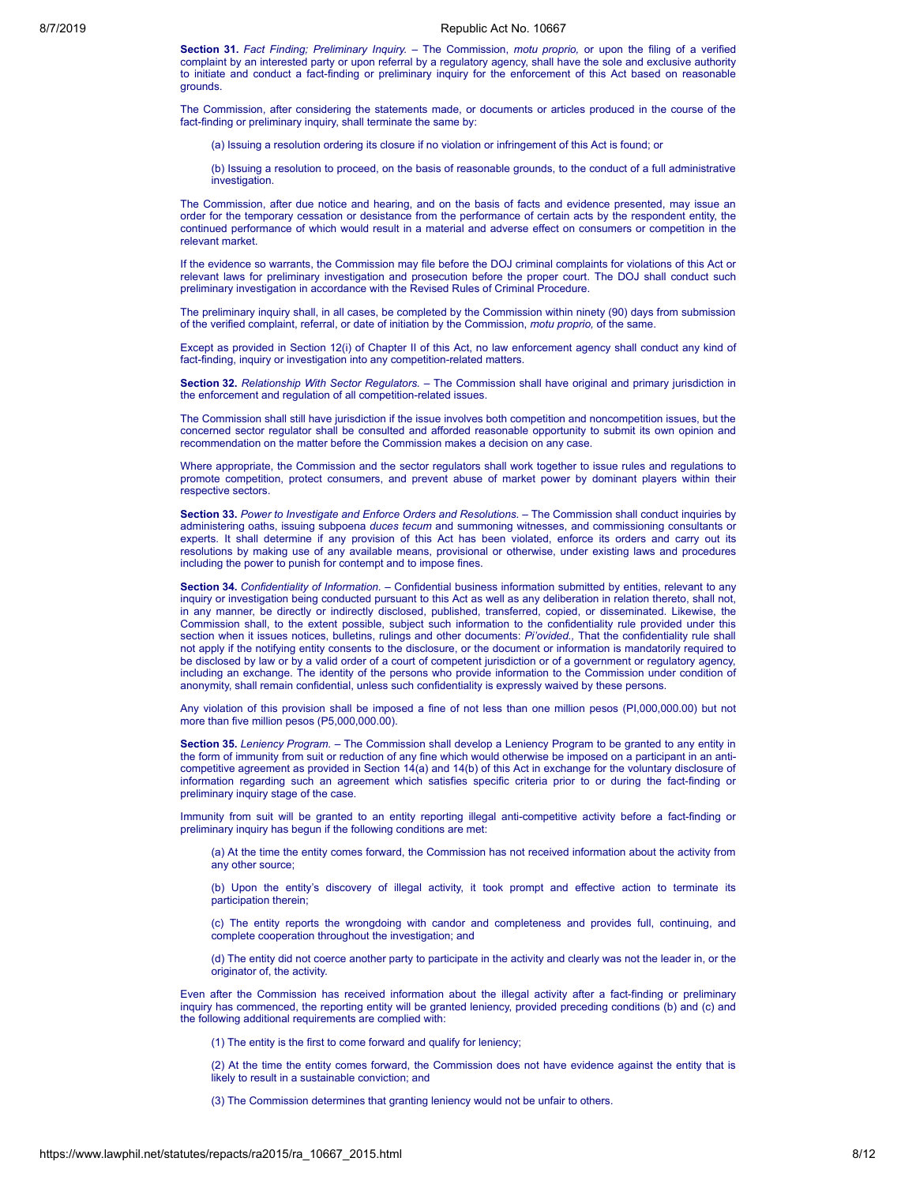**Section 31.** *Fact Finding; Preliminary Inquiry.* – The Commission, *motu proprio,* or upon the filing of a verified complaint by an interested party or upon referral by a regulatory agency, shall have the sole and exclusive authority to initiate and conduct a fact-finding or preliminary inquiry for the enforcement of this Act based on reasonable grounds.

The Commission, after considering the statements made, or documents or articles produced in the course of the fact-finding or preliminary inquiry, shall terminate the same by:

(a) Issuing a resolution ordering its closure if no violation or infringement of this Act is found; or

(b) Issuing a resolution to proceed, on the basis of reasonable grounds, to the conduct of a full administrative investigation.

The Commission, after due notice and hearing, and on the basis of facts and evidence presented, may issue an order for the temporary cessation or desistance from the performance of certain acts by the respondent entity, the continued performance of which would result in a material and adverse effect on consumers or competition in the relevant market.

If the evidence so warrants, the Commission may file before the DOJ criminal complaints for violations of this Act or relevant laws for preliminary investigation and prosecution before the proper court. The DOJ shall conduct such preliminary investigation in accordance with the Revised Rules of Criminal Procedure.

The preliminary inquiry shall, in all cases, be completed by the Commission within ninety (90) days from submission of the verified complaint, referral, or date of initiation by the Commission, *motu proprio,* of the same.

Except as provided in Section 12(i) of Chapter II of this Act, no law enforcement agency shall conduct any kind of fact-finding, inquiry or investigation into any competition-related matters.

**Section 32.** *Relationship With Sector Regulators.* – The Commission shall have original and primary jurisdiction in the enforcement and regulation of all competition-related issues.

The Commission shall still have jurisdiction if the issue involves both competition and noncompetition issues, but the concerned sector regulator shall be consulted and afforded reasonable opportunity to submit its own opinion and recommendation on the matter before the Commission makes a decision on any case.

Where appropriate, the Commission and the sector regulators shall work together to issue rules and regulations to promote competition, protect consumers, and prevent abuse of market power by dominant players within their respective sectors.

**Section 33.** *Power to Investigate and Enforce Orders and Resolutions.* – The Commission shall conduct inquiries by administering oaths, issuing subpoena *duces tecum* and summoning witnesses, and commissioning consultants or experts. It shall determine if any provision of this Act has been violated, enforce its orders and carry out its resolutions by making use of any available means, provisional or otherwise, under existing laws and procedures including the power to punish for contempt and to impose fines.

**Section 34.** *Confidentiality of Information.* – Confidential business information submitted by entities, relevant to any inquiry or investigation being conducted pursuant to this Act as well as any deliberation in relation thereto, shall not, in any manner, be directly or indirectly disclosed, published, transferred, copied, or disseminated. Likewise, the Commission shall, to the extent possible, subject such information to the confidentiality rule provided under this section when it issues notices, bulletins, rulings and other documents: *Pi'ovided.,* That the confidentiality rule shall not apply if the notifying entity consents to the disclosure, or the document or information is mandatorily required to be disclosed by law or by a valid order of a court of competent jurisdiction or of a government or regulatory agency, including an exchange. The identity of the persons who provide information to the Commission under condition of anonymity, shall remain confidential, unless such confidentiality is expressly waived by these persons.

Any violation of this provision shall be imposed a fine of not less than one million pesos (PI,000,000.00) but not more than five million pesos (P5,000,000.00).

**Section 35.** *Leniency Program.* – The Commission shall develop a Leniency Program to be granted to any entity in the form of immunity from suit or reduction of any fine which would otherwise be imposed on a participant in an anti-competitive agreement as provided in Section 14(a) and 14(b) of this Act in exchange for the voluntary disclosure of information regarding such an agreement which satisfies specific criteria prior to or during the fact-finding or preliminary inquiry stage of the case.

Immunity from suit will be granted to an entity reporting illegal anti-competitive activity before a fact-finding or preliminary inquiry has begun if the following conditions are met:

(a) At the time the entity comes forward, the Commission has not received information about the activity from any other source;

(b) Upon the entity's discovery of illegal activity, it took prompt and effective action to terminate its participation therein;

(c) The entity reports the wrongdoing with candor and completeness and provides full, continuing, and complete cooperation throughout the investigation; and

(d) The entity did not coerce another party to participate in the activity and clearly was not the leader in, or the originator of, the activity.

Even after the Commission has received information about the illegal activity after a fact-finding or preliminary inquiry has commenced, the reporting entity will be granted leniency, provided preceding conditions (b) and (c) and the following additional requirements are complied with:

(1) The entity is the first to come forward and qualify for leniency;

(2) At the time the entity comes forward, the Commission does not have evidence against the entity that is likely to result in a sustainable conviction; and

(3) The Commission determines that granting leniency would not be unfair to others.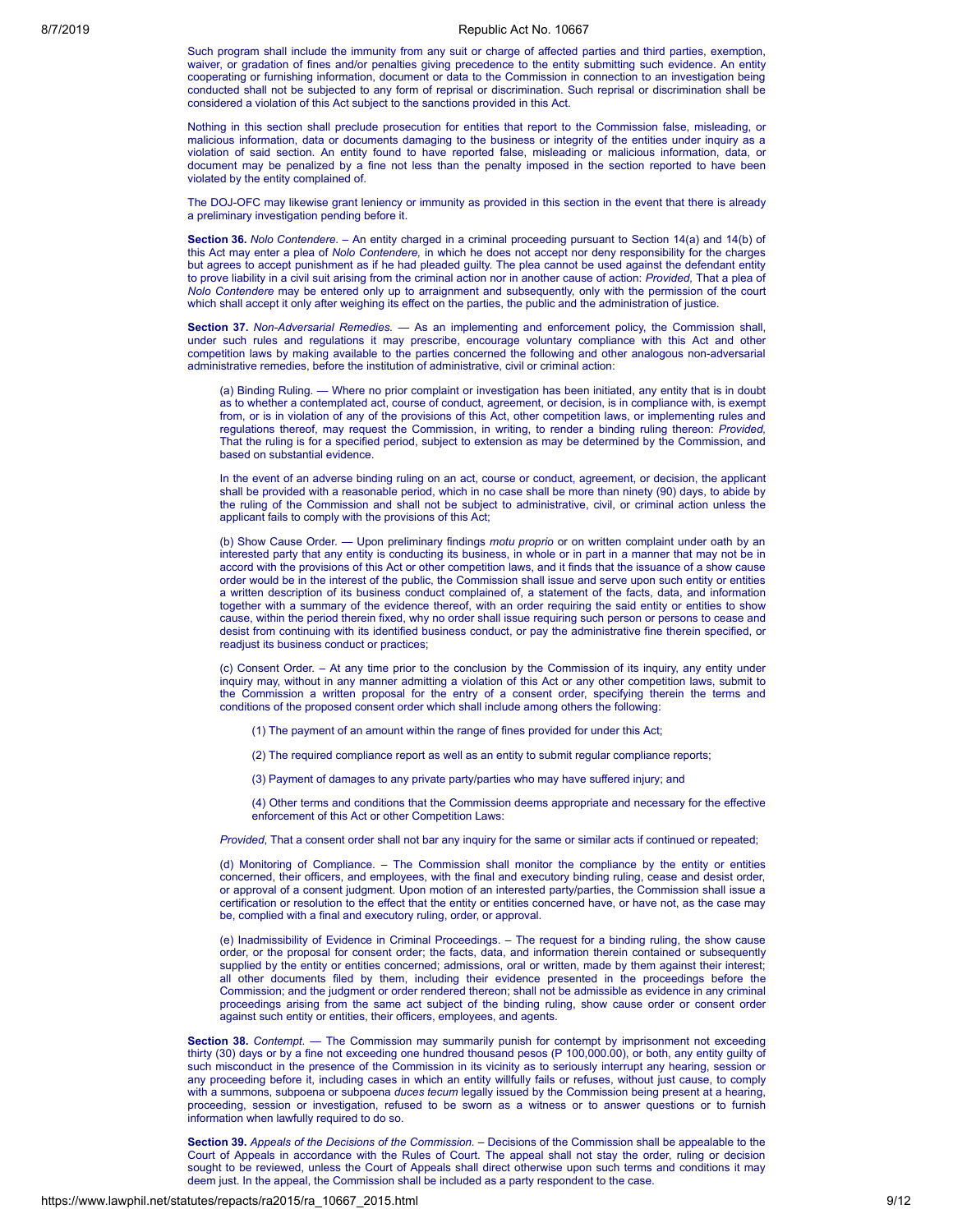Such program shall include the immunity from any suit or charge of affected parties and third parties, exemption, waiver, or gradation of fines and/or penalties giving precedence to the entity submitting such evidence. An entity cooperating or furnishing information, document or data to the Commission in connection to an investigation being conducted shall not be subjected to any form of reprisal or discrimination. Such reprisal or discrimination shall be considered a violation of this Act subject to the sanctions provided in this Act.

Nothing in this section shall preclude prosecution for entities that report to the Commission false, misleading, or malicious information, data or documents damaging to the business or integrity of the entities under inquiry as a violation of said section. An entity found to have reported false, misleading or malicious information, data, or document may be penalized by a fine not less than the penalty imposed in the section reported to have been violated by the entity complained of.

The DOJ-OFC may likewise grant leniency or immunity as provided in this section in the event that there is already a preliminary investigation pending before it.

**Section 36.** *Nolo Contendere.* – An entity charged in a criminal proceeding pursuant to Section 14(a) and 14(b) of this Act may enter a plea of *Nolo Contendere,* in which he does not accept nor deny responsibility for the charges but agrees to accept punishment as if he had pleaded guilty. The plea cannot be used against the defendant entity to prove liability in a civil suit arising from the criminal action nor in another cause of action: *Provided,* That a plea of *Nolo Contendere* may be entered only up to arraignment and subsequently, only with the permission of the court which shall accept it only after weighing its effect on the parties, the public and the administration of justice.

**Section 37.** *Non-Adversarial Remedies.* — As an implementing and enforcement policy, the Commission shall, under such rules and regulations it may prescribe, encourage voluntary compliance with this Act and other competition laws by making available to the parties concerned the following and other analogous non-adversarial administrative remedies, before the institution of administrative, civil or criminal action:

(a) Binding Ruling. — Where no prior complaint or investigation has been initiated, any entity that is in doubt as to whether a contemplated act, course of conduct, agreement, or decision, is in compliance with, is exempt from, or is in violation of any of the provisions of this Act, other competition laws, or implementing rules and regulations thereof, may request the Commission, in writing, to render a binding ruling thereon: *Provided,* That the ruling is for a specified period, subject to extension as may be determined by the Commission, and based on substantial evidence.

In the event of an adverse binding ruling on an act, course or conduct, agreement, or decision, the applicant shall be provided with a reasonable period, which in no case shall be more than ninety (90) days, to abide by the ruling of the Commission and shall not be subject to administrative, civil, or criminal action unless the applicant fails to comply with the provisions of this Act;

(b) Show Cause Order. — Upon preliminary findings *motu proprio* or on written complaint under oath by an interested party that any entity is conducting its business, in whole or in part in a manner that may not be in accord with the provisions of this Act or other competition laws, and it finds that the issuance of a show cause order would be in the interest of the public, the Commission shall issue and serve upon such entity or entities a written description of its business conduct complained of, a statement of the facts, data, and information together with a summary of the evidence thereof, with an order requiring the said entity or entities to show cause, within the period therein fixed, why no order shall issue requiring such person or persons to cease and desist from continuing with its identified business conduct, or pay the administrative fine therein specified, or readjust its business conduct or practices;

(c) Consent Order. – At any time prior to the conclusion by the Commission of its inquiry, any entity under inquiry may, without in any manner admitting a violation of this Act or any other competition laws, submit to the Commission a written proposal for the entry of a consent order, specifying therein the terms and conditions of the proposed consent order which shall include among others the following:

(1) The payment of an amount within the range of fines provided for under this Act;

(2) The required compliance report as well as an entity to submit regular compliance reports;

(3) Payment of damages to any private party/parties who may have suffered injury; and

(4) Other terms and conditions that the Commission deems appropriate and necessary for the effective enforcement of this Act or other Competition Laws:

*Provided*, That a consent order shall not bar any inquiry for the same or similar acts if continued or repeated;

(d) Monitoring of Compliance. – The Commission shall monitor the compliance by the entity or entities concerned, their officers, and employees, with the final and executory binding ruling, cease and desist order, or approval of a consent judgment. Upon motion of an interested party/parties, the Commission shall issue a certification or resolution to the effect that the entity or entities concerned have, or have not, as the case may be, complied with a final and executory ruling, order, or approval.

(e) Inadmissibility of Evidence in Criminal Proceedings. – The request for a binding ruling, the show cause order, or the proposal for consent order; the facts, data, and information therein contained or subsequently supplied by the entity or entities concerned; admissions, oral or written, made by them against their interest; all other documents filed by them, including their evidence presented in the proceedings before the Commission; and the judgment or order rendered thereon; shall not be admissible as evidence in any criminal proceedings arising from the same act subject of the binding ruling, show cause order or consent order against such entity or entities, their officers, employees, and agents.

**Section 38.** *Contempt.* — The Commission may summarily punish for contempt by imprisonment not exceeding thirty (30) days or by a fine not exceeding one hundred thousand pesos (P 100,000.00), or both, any entity guilty of such misconduct in the presence of the Commission in its vicinity as to seriously interrupt any hearing, session or any proceeding before it, including cases in which an entity willfully fails or refuses, without just cause, to comply with a summons, subpoena or subpoena *duces tecum* legally issued by the Commission being present at a hearing, proceeding, session or investigation, refused to be sworn as a witness or to answer questions or to furnish information when lawfully required to do so.

**Section 39.** *Appeals of the Decisions of the Commission.* – Decisions of the Commission shall be appealable to the Court of Appeals in accordance with the Rules of Court. The appeal shall not stay the order, ruling or decision sought to be reviewed, unless the Court of Appeals shall direct otherwise upon such terms and conditions it may deem just. In the appeal, the Commission shall be included as a party respondent to the case.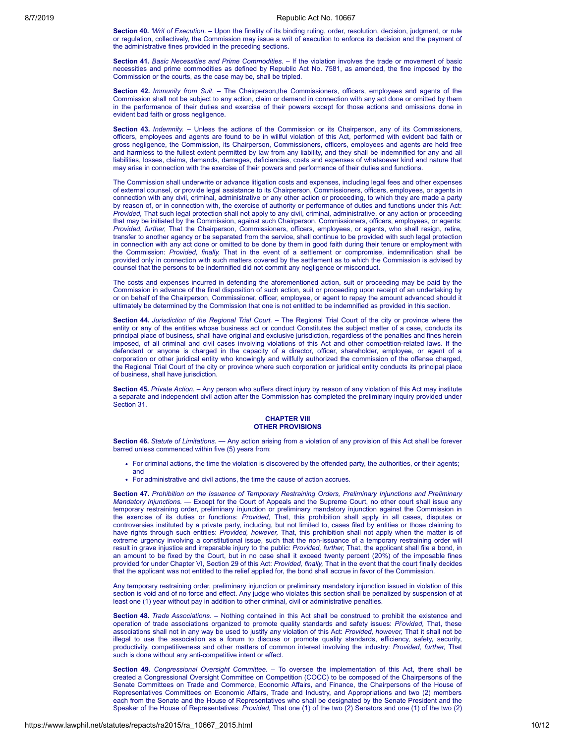**Section 40.** *'Writ of Execution.* – Upon the finality of its binding ruling, order, resolution, decision, judgment, or rule or regulation, collectively, the Commission may issue a writ of execution to enforce its decision and the payment of the administrative fines provided in the preceding sections.

**Section 41.** *Basic Necessities and Prime Commodities.* – If the violation involves the trade or movement of basic necessities and prime commodities as defined by Republic Act No. 7581, as amended, the fine imposed by the Commission or the courts, as the case may be, shall be tripled.

**Section 42.** *Immunity from Suit.* – The Chairperson,the Commissioners, officers, employees and agents of the Commission shall not be subject to any action, claim or demand in connection with any act done or omitted by them in the performance of their duties and exercise of their powers except for those actions and omissions done in evident bad faith or gross negligence.

**Section 43.** *Indemnity.* – Unless the actions of the Commission or its Chairperson, any of its Commissioners, officers, employees and agents are found to be in willful violation of this Act, performed with evident bad faith or gross negligence, the Commission, its Chairperson, Commissioners, officers, employees and agents are held free and harmless to the fullest extent permitted by law from any liability, and they shall be indemnified for any and all liabilities, losses, claims, demands, damages, deficiencies, costs and expenses of whatsoever kind and nature that may arise in connection with the exercise of their powers and performance of their duties and functions.

The Commission shall underwrite or advance litigation costs and expenses, including legal fees and other expenses of external counsel, or provide legal assistance to its Chairperson, Commissioners, officers, employees, or agents in connection with any civil, criminal, administrative or any other action or proceeding, to which they are made a party by reason of, or in connection with, the exercise of authority or performance of duties and functions under this Act: *Provided,* That such legal protection shall not apply to any civil, criminal, administrative, or any action or proceeding that may be initiated by the Commission, against such Chairperson, Commissioners, officers, employees, or agents: *Provided, further,* That the Chairperson, Commissioners, officers, employees, or agents, who shall resign, retire, transfer to another agency or be separated from the service, shall continue to be provided with such legal protection in connection with any act done or omitted to be done by them in good faith during their tenure or employment with the Commission: *Provided, finally,* That in the event of a settlement or compromise, indemnification shall be provided only in connection with such matters covered by the settlement as to which the Commission is advised by counsel that the persons to be indemnified did not commit any negligence or misconduct.

The costs and expenses incurred in defending the aforementioned action, suit or proceeding may be paid by the Commission in advance of the final disposition of such action, suit or proceeding upon receipt of an undertaking by or on behalf of the Chairperson, Commissioner, officer, employee, or agent to repay the amount advanced should it ultimately be determined by the Commission that one is not entitled to be indemnified as provided in this section.

**Section 44.** *Jurisdiction of the Regional Trial Court.* – The Regional Trial Court of the city or province where the entity or any of the entities whose business act or conduct Constitutes the subject matter of a case, conducts its principal place of business, shall have original and exclusive jurisdiction, regardless of the penalties and fines herein imposed, of all criminal and civil cases involving violations of this Act and other competition-related laws. If the defendant or anyone is charged in the capacity of a director, officer, shareholder, employee, or agent of a corporation or other juridical entity who knowingly and willfully authorized the commission of the offense charged, the Regional Trial Court of the city or province where such corporation or juridical entity conducts its principal place of business, shall have jurisdiction.

**Section 45.** *Private Action.* – Any person who suffers direct injury by reason of any violation of this Act may institute a separate and independent civil action after the Commission has completed the preliminary inquiry provided under Section 31.

## CHAPTER VIII
## OTHER PROVISIONS

**Section 46.** *Statute of Limitations.* — Any action arising from a violation of any provision of this Act shall be forever barred unless commenced within five (5) years from:

- For criminal actions, the time the violation is discovered by the offended party, the authorities, or their agents; and
- For administrative and civil actions, the time the cause of action accrues.

**Section 47.** *Prohibition on the Issuance of Temporary Restraining Orders, Preliminary Injunctions and Preliminary Mandatory Injunctions.* — Except for the Court of Appeals and the Supreme Court, no other court shall issue any temporary restraining order, preliminary injunction or preliminary mandatory injunction against the Commission in the exercise of its duties or functions: *Provided,* That, this prohibition shall apply in all cases, disputes or controversies instituted by a private party, including, but not limited to, cases filed by entities or those claiming to have rights through such entities: *Provided, however,* That, this prohibition shall not apply when the matter is of extreme urgency involving a constitutional issue, such that the non-issuance of a temporary restraining order will result in grave injustice and irreparable injury to the public: *Provided, further,* That, the applicant shall file a bond, in an amount to be fixed by the Court, but in no case shall it exceed twenty percent (20%) of the imposable fines provided for under Chapter VI, Section 29 of this Act: *Provided, finally,* That in the event that the court finally decides that the applicant was not entitled to the relief applied for, the bond shall accrue in favor of the Commission.

Any temporary restraining order, preliminary injunction or preliminary mandatory injunction issued in violation of this section is void and of no force and effect. Any judge who violates this section shall be penalized by suspension of at least one (1) year without pay in addition to other criminal, civil or administrative penalties.

**Section 48.** *Trade Associations.* – Nothing contained in this Act shall be construed to prohibit the existence and operation of trade associations organized to promote quality standards and safety issues: *Pi'ovided,* That, these associations shall not in any way be used to justify any violation of this Act: *Provided, however,* That it shall not be illegal to use the association as a forum to discuss or promote quality standards, efficiency, safety, security, productivity, competitiveness and other matters of common interest involving the industry: *Provided, further,* That such is done without any anti-competitive intent or effect.

**Section 49.** *Congressional Oversight Committee.* – To oversee the implementation of this Act, there shall be created a Congressional Oversight Committee on Competition (COCC) to be composed of the Chairpersons of the Senate Committees on Trade and Commerce, Economic Affairs, and Finance, the Chairpersons of the House of Representatives Committees on Economic Affairs, Trade and Industry, and Appropriations and two (2) members each from the Senate and the House of Representatives who shall be designated by the Senate President and the Speaker of the House of Representatives: *Provided,* That one (1) of the two (2) Senators and one (1) of the two (2)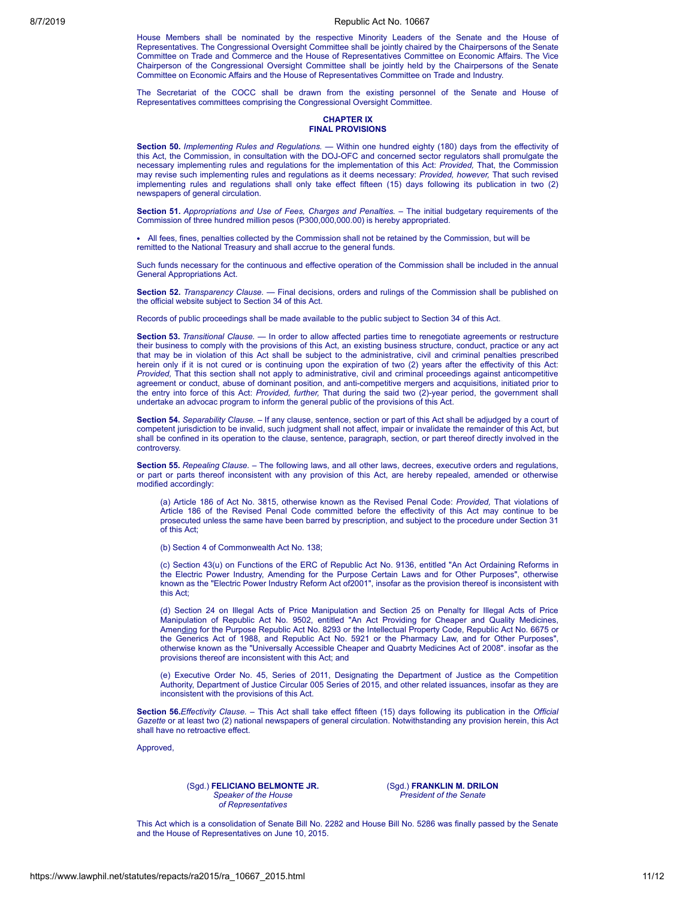House Members shall be nominated by the respective Minority Leaders of the Senate and the House of Representatives. The Congressional Oversight Committee shall be jointly chaired by the Chairpersons of the Senate Committee on Trade and Commerce and the House of Representatives Committee on Economic Affairs. The Vice Chairperson of the Congressional Oversight Committee shall be jointly held by the Chairpersons of the Senate Committee on Economic Affairs and the House of Representatives Committee on Trade and Industry.

The Secretariat of the COCC shall be drawn from the existing personnel of the Senate and House of Representatives committees comprising the Congressional Oversight Committee.

## CHAPTER IX
## FINAL PROVISIONS

**Section 50.** *Implementing Rules and Regulations.* — Within one hundred eighty (180) days from the effectivity of this Act, the Commission, in consultation with the DOJ-OFC and concerned sector regulators shall promulgate the necessary implementing rules and regulations for the implementation of this Act: *Provided,* That, the Commission may revise such implementing rules and regulations as it deems necessary: *Provided, however,* That such revised implementing rules and regulations shall only take effect fifteen (15) days following its publication in two (2) newspapers of general circulation.

**Section 51.** *Appropriations and Use of Fees, Charges and Penalties.* – The initial budgetary requirements of the Commission of three hundred million pesos (P300,000,000.00) is hereby appropriated.

- All fees, fines, penalties collected by the Commission shall not be retained by the Commission, but will be remitted to the National Treasury and shall accrue to the general funds.

Such funds necessary for the continuous and effective operation of the Commission shall be included in the annual General Appropriations Act.

**Section 52.** *Transparency Clause.* — Final decisions, orders and rulings of the Commission shall be published on the official website subject to Section 34 of this Act.

Records of public proceedings shall be made available to the public subject to Section 34 of this Act.

**Section 53.** *Transitional Clause.* — In order to allow affected parties time to renegotiate agreements or restructure their business to comply with the provisions of this Act, an existing business structure, conduct, practice or any act that may be in violation of this Act shall be subject to the administrative, civil and criminal penalties prescribed herein only if it is not cured or is continuing upon the expiration of two (2) years after the effectivity of this Act: *Provided,* That this section shall not apply to administrative, civil and criminal proceedings against anticompetitive agreement or conduct, abuse of dominant position, and anti-competitive mergers and acquisitions, initiated prior to the entry into force of this Act: *Provided, further,* That during the said two (2)-year period, the government shall undertake an advocac program to inform the general public of the provisions of this Act.

**Section 54.** *Separability Clause.* – If any clause, sentence, section or part of this Act shall be adjudged by a court of competent jurisdiction to be invalid, such judgment shall not affect, impair or invalidate the remainder of this Act, but shall be confined in its operation to the clause, sentence, paragraph, section, or part thereof directly involved in the controversy.

**Section 55.** *Repealing Clause.* – The following laws, and all other laws, decrees, executive orders and regulations, or part or parts thereof inconsistent with any provision of this Act, are hereby repealed, amended or otherwise modified accordingly:

(a) Article 186 of Act No. 3815, otherwise known as the Revised Penal Code: *Provided,* That violations of Article 186 of the Revised Penal Code committed before the effectivity of this Act may continue to be prosecuted unless the same have been barred by prescription, and subject to the procedure under Section 31 of this Act;

(b) Section 4 of Commonwealth Act No. 138;

(c) Section 43(u) on Functions of the ERC of Republic Act No. 9136, entitled "An Act Ordaining Reforms in the Electric Power Industry, Amending for the Purpose Certain Laws and for Other Purposes", otherwise known as the "Electric Power Industry Reform Act of2001", insofar as the provision thereof is inconsistent with this Act;

(d) Section 24 on Illegal Acts of Price Manipulation and Section 25 on Penalty for Illegal Acts of Price Manipulation of Republic Act No. 9502, entitled "An Act Providing for Cheaper and Quality Medicines, Amending for the Purpose Republic Act No. 8293 or the Intellectual Property Code, Republic Act No. 6675 or the Generics Act of 1988, and Republic Act No. 5921 or the Pharmacy Law, and for Other Purposes", otherwise known as the "Universally Accessible Cheaper and Quabrty Medicines Act of 2008". insofar as the provisions thereof are inconsistent with this Act; and

(e) Executive Order No. 45, Series of 2011, Designating the Department of Justice as the Competition Authority, Department of Justice Circular 005 Series of 2015, and other related issuances, insofar as they are inconsistent with the provisions of this Act.

**Section 56.***Effectivity Clause.* – This Act shall take effect fifteen (15) days following its publication in the *Official Gazette* or at least two (2) national newspapers of general circulation. Notwithstanding any provision herein, this Act shall have no retroactive effect.

Approved,

(Sgd.) **FELICIANO BELMONTE JR.**
*Speaker of the House of Representatives*

(Sgd.) **FRANKLIN M. DRILON**
*President of the Senate*

This Act which is a consolidation of Senate Bill No. 2282 and House Bill No. 5286 was finally passed by the Senate and the House of Representatives on June 10, 2015.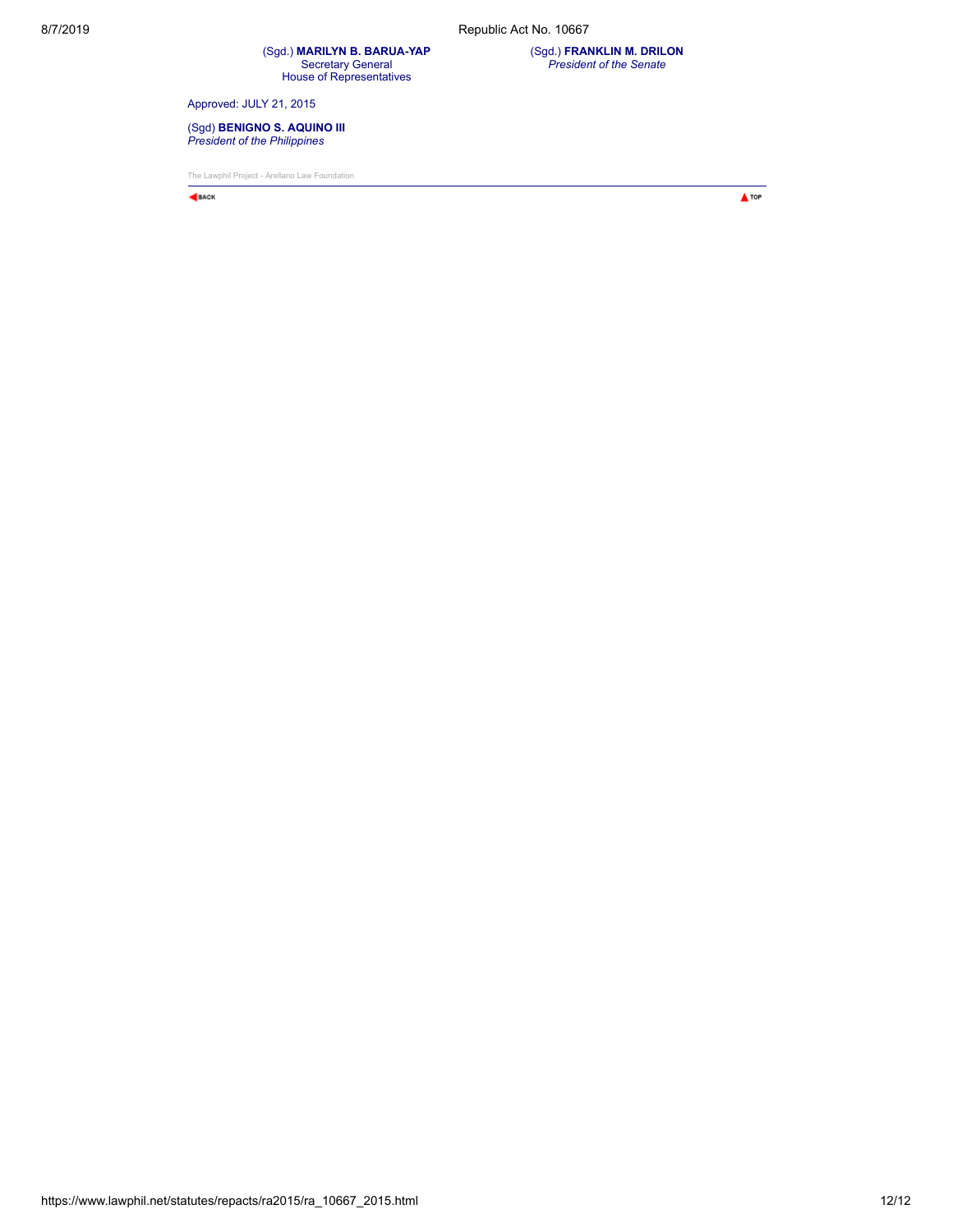(Sgd.) **MARILYN B. BARUA-YAP**
Secretary General
House of Representatives

(Sgd.) **FRANKLIN M. DRILON**
*President of the Senate*

Approved: JULY 21, 2015

(Sgd) **BENIGNO S. AQUINO III**
*President of the Philippines*

The Lawphil Project - Arellano Law Foundation